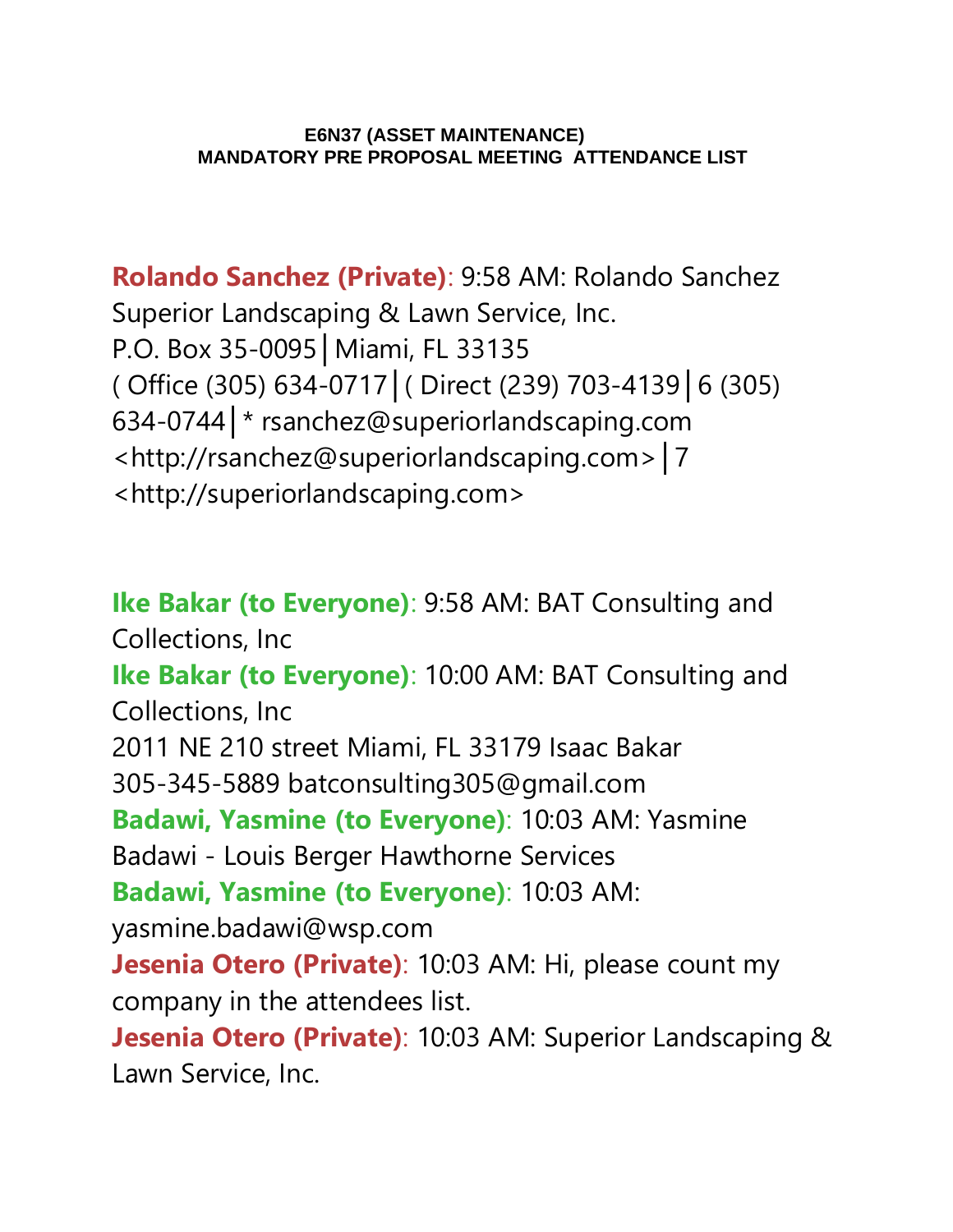**E6N37 (ASSET MAINTENANCE)**
**MANDATORY PRE PROPOSAL MEETING ATTENDANCE LIST**

**Rolando Sanchez (Private)**: 9:58 AM: Rolando Sanchez
Superior Landscaping & Lawn Service, Inc.
P.O. Box 35-0095│Miami, FL 33135
( Office (305) 634-0717│( Direct (239) 703-4139│6 (305) 634-0744│* rsanchez@superiorlandscaping.com <http://rsanchez@superiorlandscaping.com>│7 <http://superiorlandscaping.com>

**Ike Bakar (to Everyone)**: 9:58 AM: BAT Consulting and Collections, Inc
**Ike Bakar (to Everyone)**: 10:00 AM: BAT Consulting and Collections, Inc
2011 NE 210 street Miami, FL 33179 Isaac Bakar
305-345-5889 batconsulting305@gmail.com
**Badawi, Yasmine (to Everyone)**: 10:03 AM: Yasmine Badawi - Louis Berger Hawthorne Services
**Badawi, Yasmine (to Everyone)**: 10:03 AM: yasmine.badawi@wsp.com
**Jesenia Otero (Private)**: 10:03 AM: Hi, please count my company in the attendees list.
**Jesenia Otero (Private)**: 10:03 AM: Superior Landscaping & Lawn Service, Inc.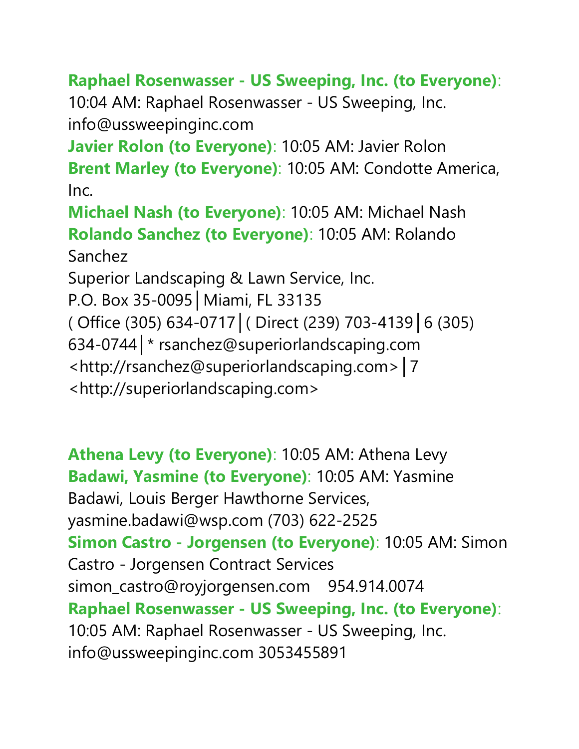**Raphael Rosenwasser - US Sweeping, Inc. (to Everyone)**: 10:04 AM: Raphael Rosenwasser - US Sweeping, Inc. info@ussweepinginc.com

**Javier Rolon (to Everyone)**: 10:05 AM: Javier Rolon

**Brent Marley (to Everyone)**: 10:05 AM: Condotte America, Inc.

**Michael Nash (to Everyone)**: 10:05 AM: Michael Nash

**Rolando Sanchez (to Everyone)**: 10:05 AM: Rolando Sanchez
Superior Landscaping & Lawn Service, Inc.
P.O. Box 35-0095│Miami, FL 33135
( Office (305) 634-0717│( Direct (239) 703-4139│6 (305) 634-0744│* rsanchez@superiorlandscaping.com <http://rsanchez@superiorlandscaping.com>│7 <http://superiorlandscaping.com>

**Athena Levy (to Everyone)**: 10:05 AM: Athena Levy

**Badawi, Yasmine (to Everyone)**: 10:05 AM: Yasmine Badawi, Louis Berger Hawthorne Services, yasmine.badawi@wsp.com (703) 622-2525

**Simon Castro - Jorgensen (to Everyone)**: 10:05 AM: Simon Castro - Jorgensen Contract Services simon_castro@royjorgensen.com 954.914.0074

**Raphael Rosenwasser - US Sweeping, Inc. (to Everyone)**: 10:05 AM: Raphael Rosenwasser - US Sweeping, Inc. info@ussweepinginc.com 3053455891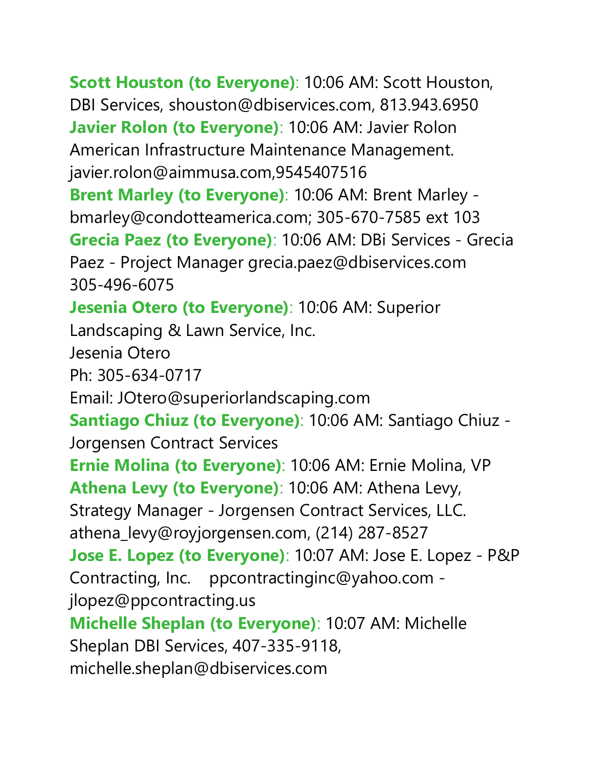**Scott Houston (to Everyone)**: 10:06 AM: Scott Houston, DBI Services, shouston@dbiservices.com, 813.943.6950
**Javier Rolon (to Everyone)**: 10:06 AM: Javier Rolon American Infrastructure Maintenance Management. javier.rolon@aimmusa.com,9545407516
**Brent Marley (to Everyone)**: 10:06 AM: Brent Marley - bmarley@condotteamerica.com; 305-670-7585 ext 103
**Grecia Paez (to Everyone)**: 10:06 AM: DBi Services - Grecia Paez - Project Manager grecia.paez@dbiservices.com 305-496-6075
**Jesenia Otero (to Everyone)**: 10:06 AM: Superior Landscaping & Lawn Service, Inc.
Jesenia Otero
Ph: 305-634-0717
Email: JOtero@superiorlandscaping.com
**Santiago Chiuz (to Everyone)**: 10:06 AM: Santiago Chiuz - Jorgensen Contract Services
**Ernie Molina (to Everyone)**: 10:06 AM: Ernie Molina, VP
**Athena Levy (to Everyone)**: 10:06 AM: Athena Levy, Strategy Manager - Jorgensen Contract Services, LLC. athena_levy@royjorgensen.com, (214) 287-8527
**Jose E. Lopez (to Everyone)**: 10:07 AM: Jose E. Lopez - P&P Contracting, Inc. ppcontractinginc@yahoo.com - jlopez@ppcontracting.us
**Michelle Sheplan (to Everyone)**: 10:07 AM: Michelle Sheplan DBI Services, 407-335-9118, michelle.sheplan@dbiservices.com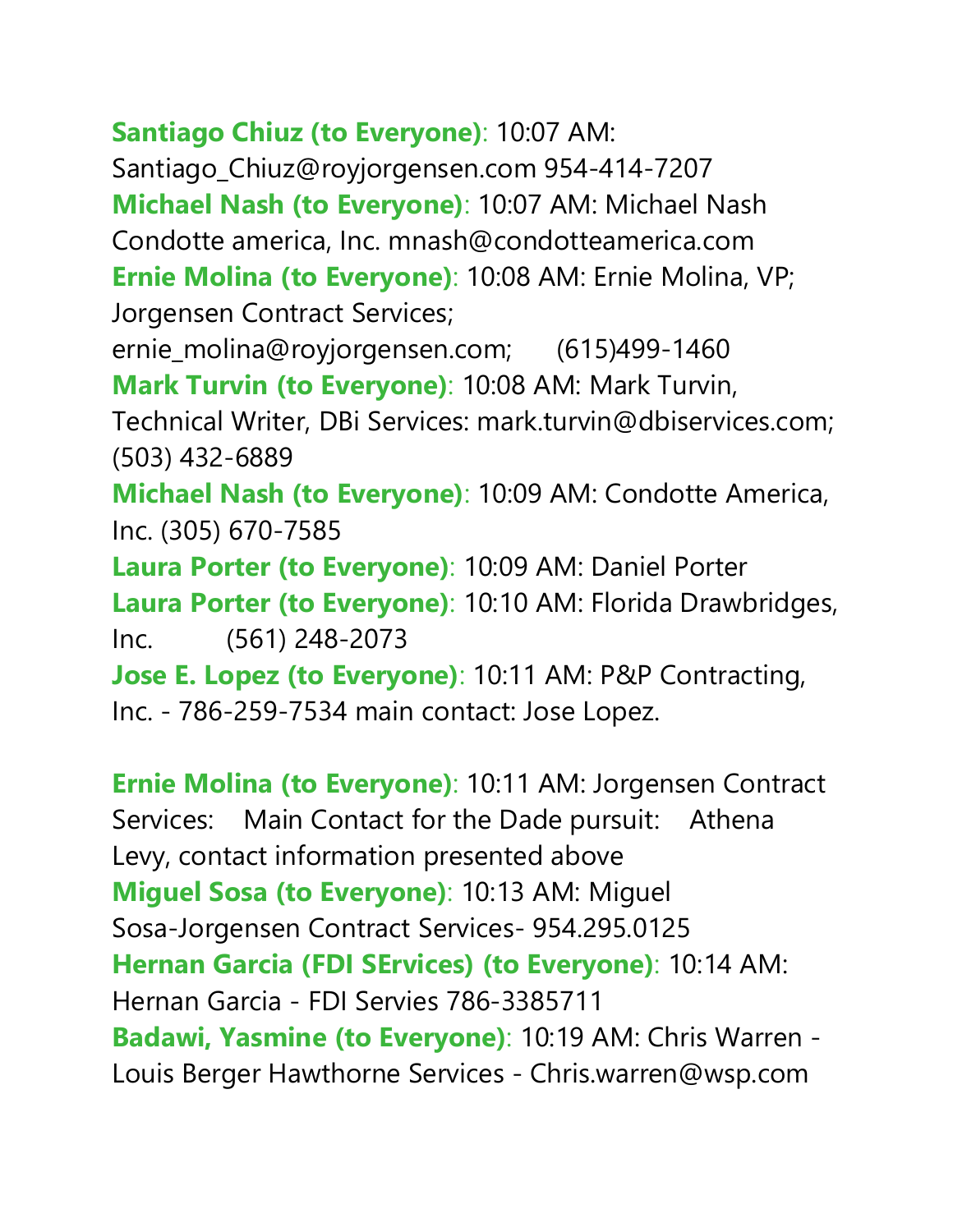**Santiago Chiuz (to Everyone)**: 10:07 AM: Santiago_Chiuz@royjorgensen.com 954-414-7207

**Michael Nash (to Everyone)**: 10:07 AM: Michael Nash Condotte america, Inc. mnash@condotteamerica.com

**Ernie Molina (to Everyone)**: 10:08 AM: Ernie Molina, VP; Jorgensen Contract Services; ernie_molina@royjorgensen.com; (615)499-1460

**Mark Turvin (to Everyone)**: 10:08 AM: Mark Turvin, Technical Writer, DBi Services: mark.turvin@dbiservices.com; (503) 432-6889

**Michael Nash (to Everyone)**: 10:09 AM: Condotte America, Inc. (305) 670-7585

**Laura Porter (to Everyone)**: 10:09 AM: Daniel Porter

**Laura Porter (to Everyone)**: 10:10 AM: Florida Drawbridges, Inc. (561) 248-2073

**Jose E. Lopez (to Everyone)**: 10:11 AM: P&P Contracting, Inc. - 786-259-7534 main contact: Jose Lopez.

**Ernie Molina (to Everyone)**: 10:11 AM: Jorgensen Contract Services: Main Contact for the Dade pursuit: Athena Levy, contact information presented above

**Miguel Sosa (to Everyone)**: 10:13 AM: Miguel Sosa-Jorgensen Contract Services- 954.295.0125

**Hernan Garcia (FDI SErvices) (to Everyone)**: 10:14 AM: Hernan Garcia - FDI Servies 786-3385711

**Badawi, Yasmine (to Everyone)**: 10:19 AM: Chris Warren - Louis Berger Hawthorne Services - Chris.warren@wsp.com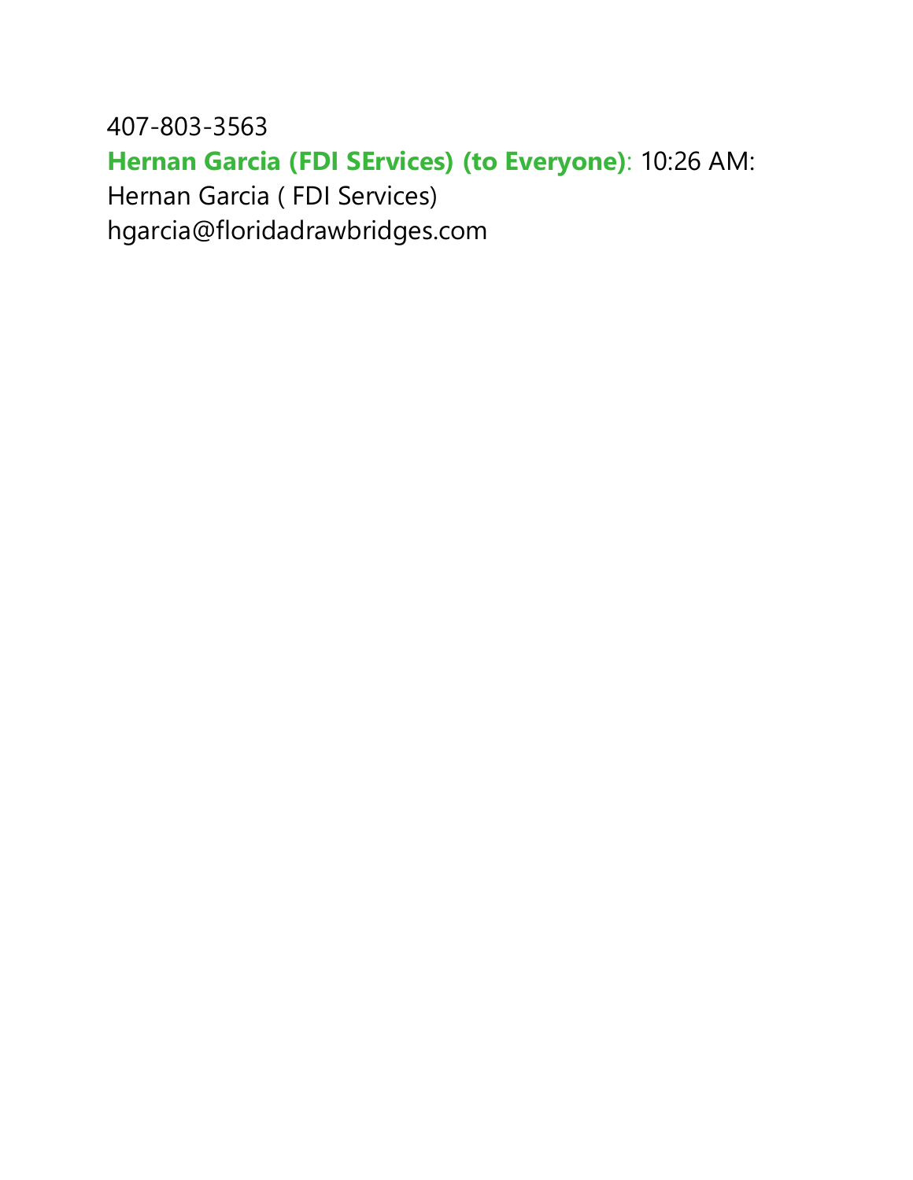407-803-3563

**Hernan Garcia (FDI SErvices) (to Everyone)**: 10:26 AM:

Hernan Garcia ( FDI Services)

hgarcia@floridadrawbridges.com